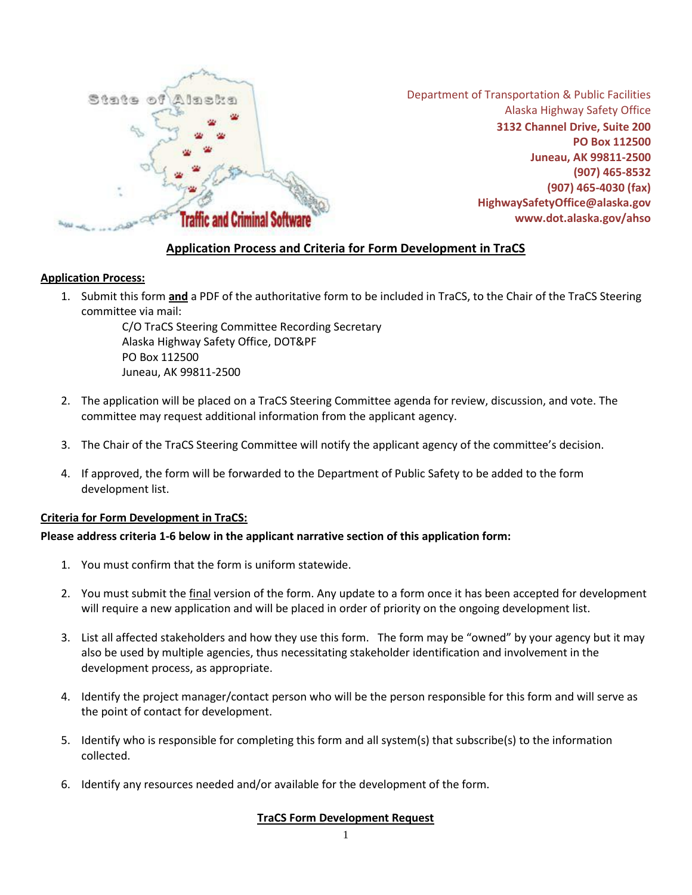State of Alaska

Traffic and Criminal Software

Department of Transportation & Public Facilities
Alaska Highway Safety Office
**3132 Channel Drive, Suite 200**
**PO Box 112500**
**Juneau, AK 99811-2500**
**(907) 465-8532**
**(907) 465-4030 (fax)**
**HighwaySafetyOffice@alaska.gov**
**www.dot.alaska.gov/ahso**

## Application Process and Criteria for Form Development in TraCS

### Application Process:

1. Submit this form **and** a PDF of the authoritative form to be included in TraCS, to the Chair of the TraCS Steering committee via mail:
   C/O TraCS Steering Committee Recording Secretary
   Alaska Highway Safety Office, DOT&PF
   PO Box 112500
   Juneau, AK 99811-2500

2. The application will be placed on a TraCS Steering Committee agenda for review, discussion, and vote. The committee may request additional information from the applicant agency.

3. The Chair of the TraCS Steering Committee will notify the applicant agency of the committee's decision.

4. If approved, the form will be forwarded to the Department of Public Safety to be added to the form development list.

### Criteria for Form Development in TraCS:

**Please address criteria 1-6 below in the applicant narrative section of this application form:**

1. You must confirm that the form is uniform statewide.

2. You must submit the final version of the form. Any update to a form once it has been accepted for development will require a new application and will be placed in order of priority on the ongoing development list.

3. List all affected stakeholders and how they use this form. The form may be "owned" by your agency but it may also be used by multiple agencies, thus necessitating stakeholder identification and involvement in the development process, as appropriate.

4. Identify the project manager/contact person who will be the person responsible for this form and will serve as the point of contact for development.

5. Identify who is responsible for completing this form and all system(s) that subscribe(s) to the information collected.

6. Identify any resources needed and/or available for the development of the form.

## TraCS Form Development Request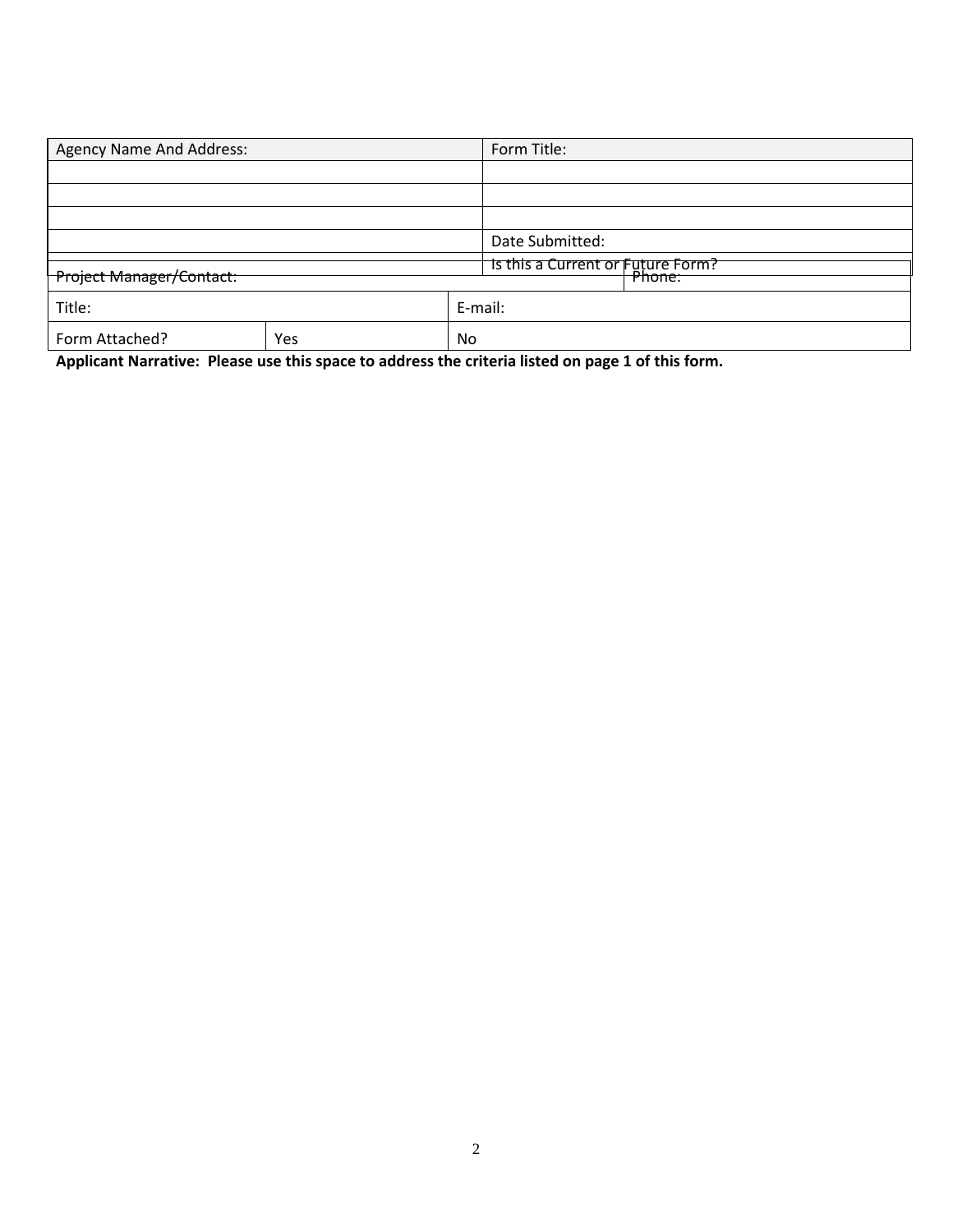| Agency Name And Address: | Form Title: |
|---|---|
| | |
| | |
| | |
| | Date Submitted: |
| | Is this a Current or Future Form? |

| | | | |
|---|---|---|---|
| Project Manager/Contact: | | | Phone: |
| Title: | | E-mail: | |
| Form Attached? | Yes | No | |

**Applicant Narrative: Please use this space to address the criteria listed on page 1 of this form.**